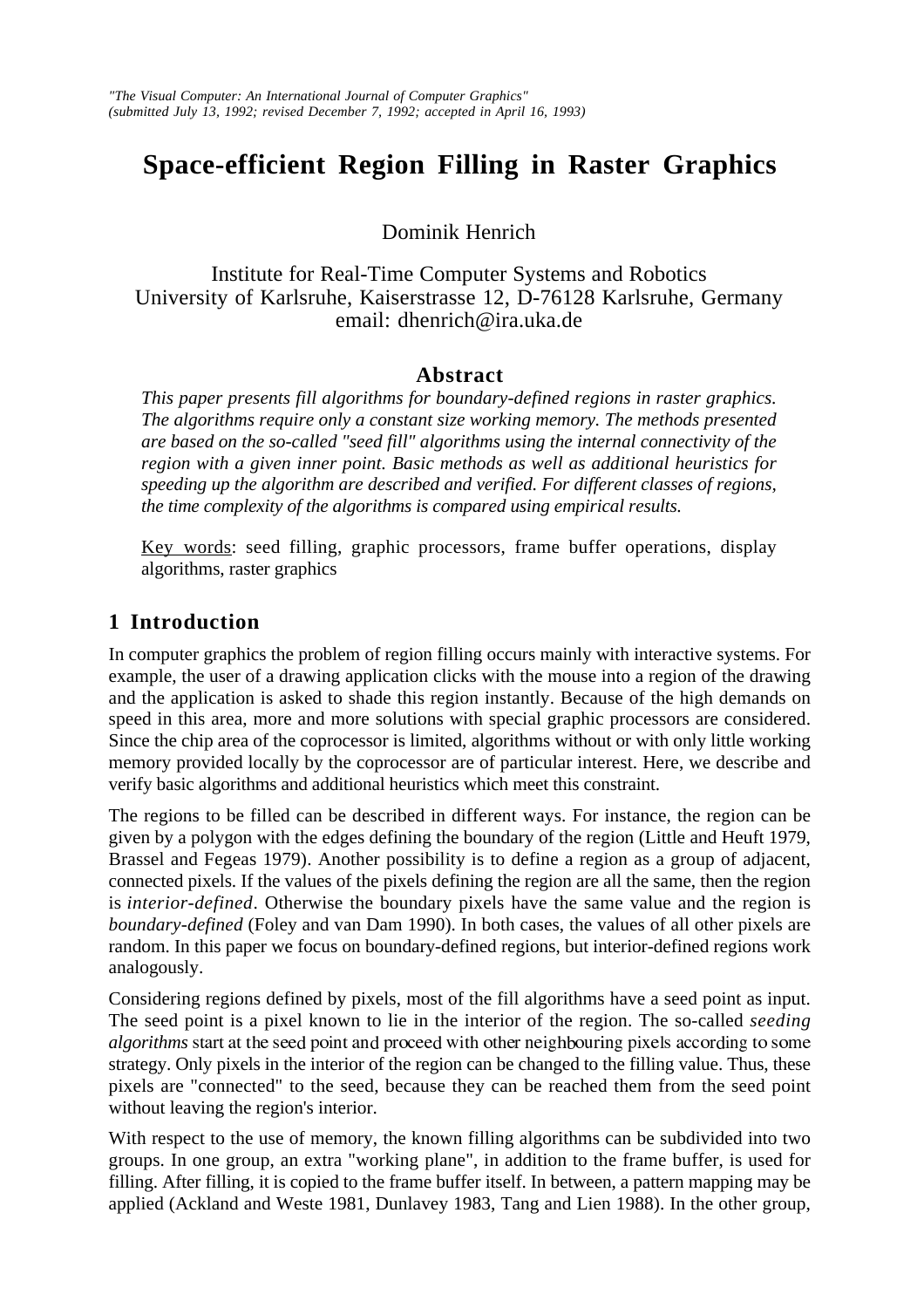*"The Visual Computer: An International Journal of Computer Graphics"*
*(submitted July 13, 1992; revised December 7, 1992; accepted in April 16, 1993)*

# Space-efficient Region Filling in Raster Graphics

Dominik Henrich

Institute for Real-Time Computer Systems and Robotics
University of Karlsruhe, Kaiserstrasse 12, D-76128 Karlsruhe, Germany
email: dhenrich@ira.uka.de

### Abstract

*This paper presents fill algorithms for boundary-defined regions in raster graphics. The algorithms require only a constant size working memory. The methods presented are based on the so-called "seed fill" algorithms using the internal connectivity of the region with a given inner point. Basic methods as well as additional heuristics for speeding up the algorithm are described and verified. For different classes of regions, the time complexity of the algorithms is compared using empirical results.*

Key words: seed filling, graphic processors, frame buffer operations, display algorithms, raster graphics

## 1 Introduction

In computer graphics the problem of region filling occurs mainly with interactive systems. For example, the user of a drawing application clicks with the mouse into a region of the drawing and the application is asked to shade this region instantly. Because of the high demands on speed in this area, more and more solutions with special graphic processors are considered. Since the chip area of the coprocessor is limited, algorithms without or with only little working memory provided locally by the coprocessor are of particular interest. Here, we describe and verify basic algorithms and additional heuristics which meet this constraint.

The regions to be filled can be described in different ways. For instance, the region can be given by a polygon with the edges defining the boundary of the region (Little and Heuft 1979, Brassel and Fegeas 1979). Another possibility is to define a region as a group of adjacent, connected pixels. If the values of the pixels defining the region are all the same, then the region is *interior-defined*. Otherwise the boundary pixels have the same value and the region is *boundary-defined* (Foley and van Dam 1990). In both cases, the values of all other pixels are random. In this paper we focus on boundary-defined regions, but interior-defined regions work analogously.

Considering regions defined by pixels, most of the fill algorithms have a seed point as input. The seed point is a pixel known to lie in the interior of the region. The so-called *seeding algorithms* start at the seed point and proceed with other neighbouring pixels according to some strategy. Only pixels in the interior of the region can be changed to the filling value. Thus, these pixels are "connected" to the seed, because they can be reached them from the seed point without leaving the region's interior.

With respect to the use of memory, the known filling algorithms can be subdivided into two groups. In one group, an extra "working plane", in addition to the frame buffer, is used for filling. After filling, it is copied to the frame buffer itself. In between, a pattern mapping may be applied (Ackland and Weste 1981, Dunlavey 1983, Tang and Lien 1988). In the other group,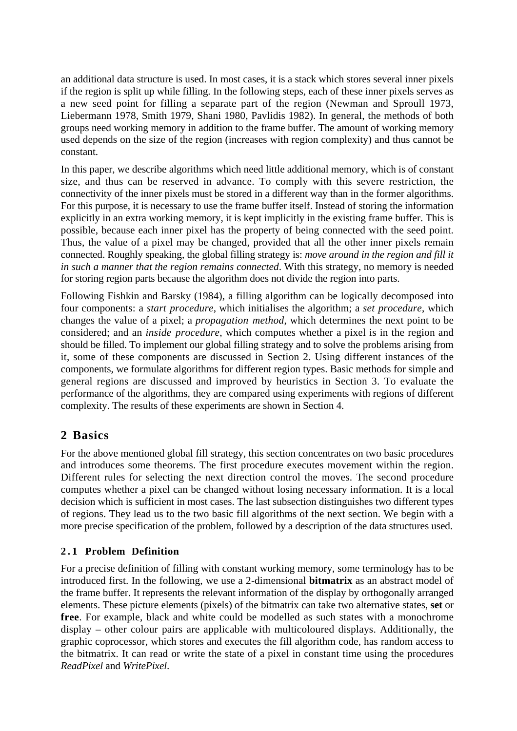an additional data structure is used. In most cases, it is a stack which stores several inner pixels if the region is split up while filling. In the following steps, each of these inner pixels serves as a new seed point for filling a separate part of the region (Newman and Sproull 1973, Liebermann 1978, Smith 1979, Shani 1980, Pavlidis 1982). In general, the methods of both groups need working memory in addition to the frame buffer. The amount of working memory used depends on the size of the region (increases with region complexity) and thus cannot be constant.

In this paper, we describe algorithms which need little additional memory, which is of constant size, and thus can be reserved in advance. To comply with this severe restriction, the connectivity of the inner pixels must be stored in a different way than in the former algorithms. For this purpose, it is necessary to use the frame buffer itself. Instead of storing the information explicitly in an extra working memory, it is kept implicitly in the existing frame buffer. This is possible, because each inner pixel has the property of being connected with the seed point. Thus, the value of a pixel may be changed, provided that all the other inner pixels remain connected. Roughly speaking, the global filling strategy is: *move around in the region and fill it in such a manner that the region remains connected*. With this strategy, no memory is needed for storing region parts because the algorithm does not divide the region into parts.

Following Fishkin and Barsky (1984), a filling algorithm can be logically decomposed into four components: a *start procedure*, which initialises the algorithm; a *set procedure*, which changes the value of a pixel; a *propagation method*, which determines the next point to be considered; and an *inside procedure*, which computes whether a pixel is in the region and should be filled. To implement our global filling strategy and to solve the problems arising from it, some of these components are discussed in Section 2. Using different instances of the components, we formulate algorithms for different region types. Basic methods for simple and general regions are discussed and improved by heuristics in Section 3. To evaluate the performance of the algorithms, they are compared using experiments with regions of different complexity. The results of these experiments are shown in Section 4.

## 2 Basics

For the above mentioned global fill strategy, this section concentrates on two basic procedures and introduces some theorems. The first procedure executes movement within the region. Different rules for selecting the next direction control the moves. The second procedure computes whether a pixel can be changed without losing necessary information. It is a local decision which is sufficient in most cases. The last subsection distinguishes two different types of regions. They lead us to the two basic fill algorithms of the next section. We begin with a more precise specification of the problem, followed by a description of the data structures used.

### 2.1 Problem Definition

For a precise definition of filling with constant working memory, some terminology has to be introduced first. In the following, we use a 2-dimensional **bitmatrix** as an abstract model of the frame buffer. It represents the relevant information of the display by orthogonally arranged elements. These picture elements (pixels) of the bitmatrix can take two alternative states, **set** or **free**. For example, black and white could be modelled as such states with a monochrome display – other colour pairs are applicable with multicoloured displays. Additionally, the graphic coprocessor, which stores and executes the fill algorithm code, has random access to the bitmatrix. It can read or write the state of a pixel in constant time using the procedures *ReadPixel* and *WritePixel*.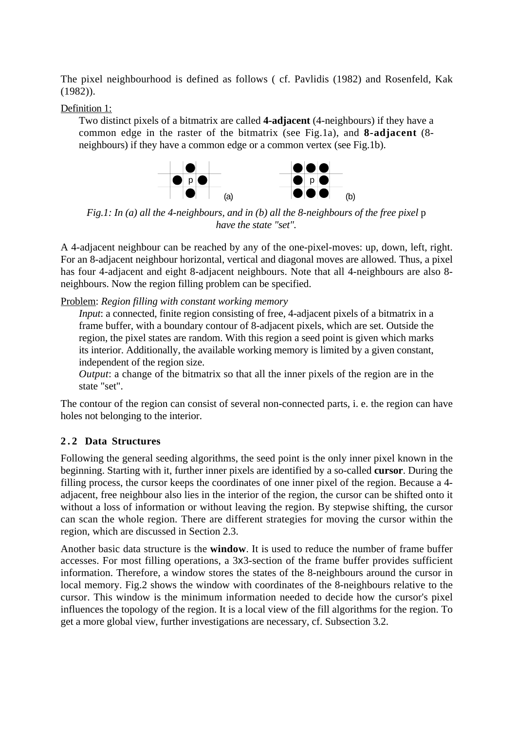The pixel neighbourhood is defined as follows ( cf. Pavlidis (1982) and Rosenfeld, Kak (1982)).

Definition 1:

Two distinct pixels of a bitmatrix are called **4-adjacent** (4-neighbours) if they have a common edge in the raster of the bitmatrix (see Fig.1a), and **8-adjacent** (8-neighbours) if they have a common edge or a common vertex (see Fig.1b).

*Fig.1: In (a) all the 4-neighbours, and in (b) all the 8-neighbours of the free pixel* p *have the state "set".*

A 4-adjacent neighbour can be reached by any of the one-pixel-moves: up, down, left, right. For an 8-adjacent neighbour horizontal, vertical and diagonal moves are allowed. Thus, a pixel has four 4-adjacent and eight 8-adjacent neighbours. Note that all 4-neighbours are also 8-neighbours. Now the region filling problem can be specified.

Problem: *Region filling with constant working memory*

*Input*: a connected, finite region consisting of free, 4-adjacent pixels of a bitmatrix in a frame buffer, with a boundary contour of 8-adjacent pixels, which are set. Outside the region, the pixel states are random. With this region a seed point is given which marks its interior. Additionally, the available working memory is limited by a given constant, independent of the region size.

*Output*: a change of the bitmatrix so that all the inner pixels of the region are in the state "set".

The contour of the region can consist of several non-connected parts, i. e. the region can have holes not belonging to the interior.

### 2.2 Data Structures

Following the general seeding algorithms, the seed point is the only inner pixel known in the beginning. Starting with it, further inner pixels are identified by a so-called **cursor**. During the filling process, the cursor keeps the coordinates of one inner pixel of the region. Because a 4-adjacent, free neighbour also lies in the interior of the region, the cursor can be shifted onto it without a loss of information or without leaving the region. By stepwise shifting, the cursor can scan the whole region. There are different strategies for moving the cursor within the region, which are discussed in Section 2.3.

Another basic data structure is the **window**. It is used to reduce the number of frame buffer accesses. For most filling operations, a 3x3-section of the frame buffer provides sufficient information. Therefore, a window stores the states of the 8-neighbours around the cursor in local memory. Fig.2 shows the window with coordinates of the 8-neighbours relative to the cursor. This window is the minimum information needed to decide how the cursor's pixel influences the topology of the region. It is a local view of the fill algorithms for the region. To get a more global view, further investigations are necessary, cf. Subsection 3.2.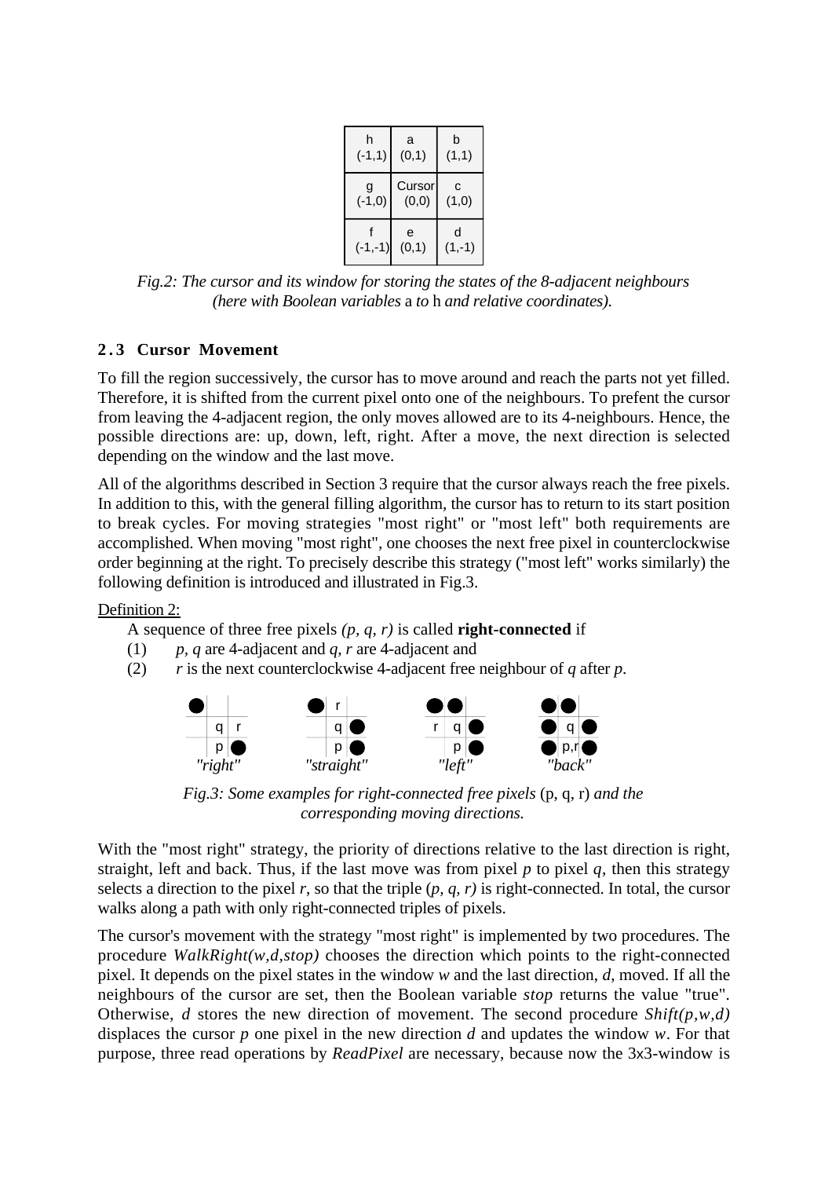| h (-1,1) | a (0,1) | b (1,1) |
|---|---|---|
| g (-1,0) | Cursor (0,0) | c (1,0) |
| f (-1,-1) | e (0,1) | d (1,-1) |

*Fig.2: The cursor and its window for storing the states of the 8-adjacent neighbours (here with Boolean variables* a *to* h *and relative coordinates).*

## 2.3 Cursor Movement

To fill the region successively, the cursor has to move around and reach the parts not yet filled. Therefore, it is shifted from the current pixel onto one of the neighbours. To prefent the cursor from leaving the 4-adjacent region, the only moves allowed are to its 4-neighbours. Hence, the possible directions are: up, down, left, right. After a move, the next direction is selected depending on the window and the last move.

All of the algorithms described in Section 3 require that the cursor always reach the free pixels. In addition to this, with the general filling algorithm, the cursor has to return to its start position to break cycles. For moving strategies "most right" or "most left" both requirements are accomplished. When moving "most right", one chooses the next free pixel in counterclockwise order beginning at the right. To precisely describe this strategy ("most left" works similarly) the following definition is introduced and illustrated in Fig.3.

Definition 2:

A sequence of three free pixels *(p, q, r)* is called **right-connected** if

(1) *p, q* are 4-adjacent and *q, r* are 4-adjacent and

(2) *r* is the next counterclockwise 4-adjacent free neighbour of *q* after *p*.

*"right"* *"straight"* *"left"* *"back"*

*Fig.3: Some examples for right-connected free pixels* (p, q, r) *and the corresponding moving directions.*

With the "most right" strategy, the priority of directions relative to the last direction is right, straight, left and back. Thus, if the last move was from pixel *p* to pixel *q*, then this strategy selects a direction to the pixel *r*, so that the triple (*p, q, r)* is right-connected. In total, the cursor walks along a path with only right-connected triples of pixels.

The cursor's movement with the strategy "most right" is implemented by two procedures. The procedure *WalkRight(w,d,stop)* chooses the direction which points to the right-connected pixel. It depends on the pixel states in the window *w* and the last direction, *d*, moved. If all the neighbours of the cursor are set, then the Boolean variable *stop* returns the value "true". Otherwise, *d* stores the new direction of movement. The second procedure *Shift(p,w,d)* displaces the cursor *p* one pixel in the new direction *d* and updates the window *w*. For that purpose, three read operations by *ReadPixel* are necessary, because now the 3x3-window is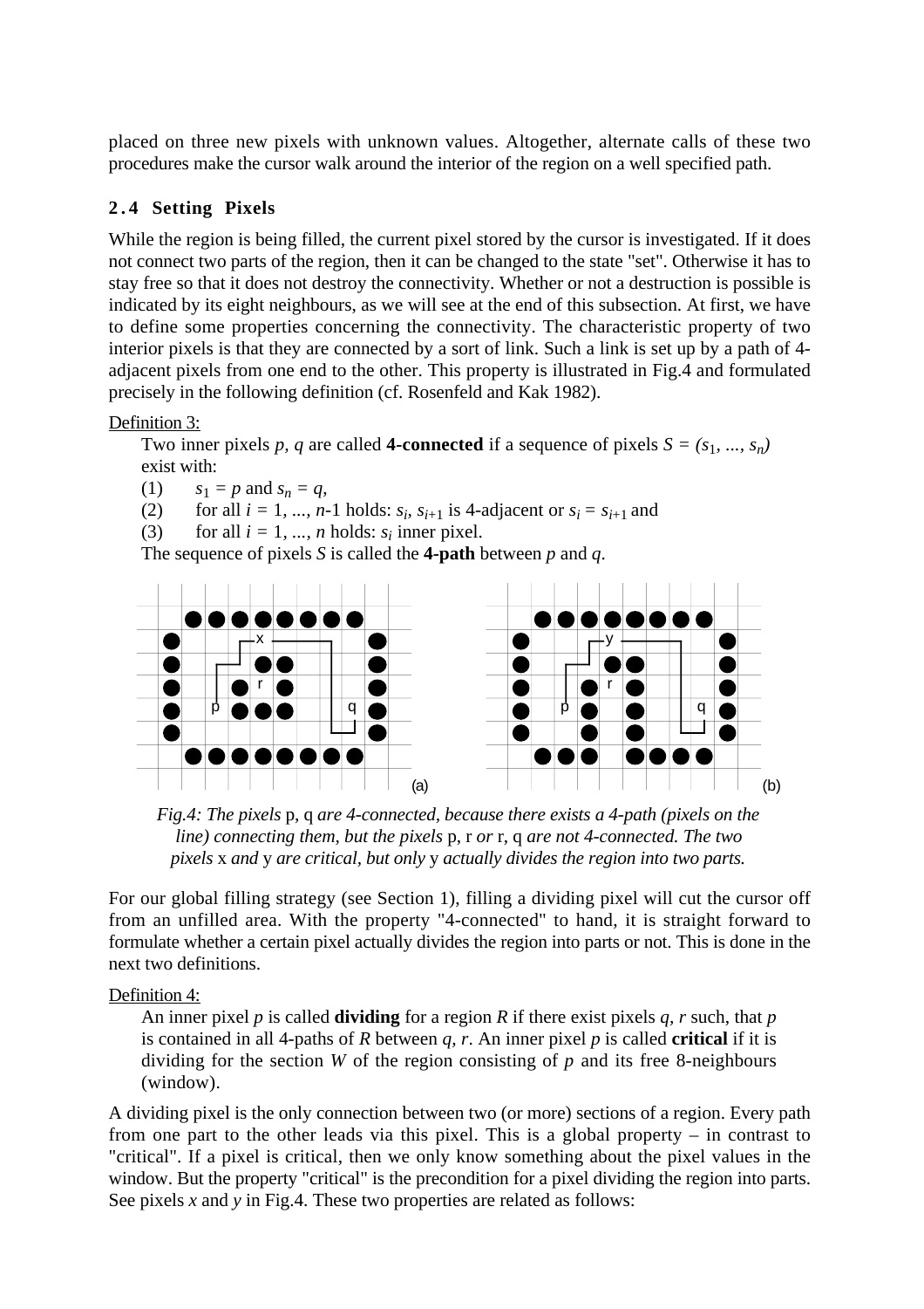placed on three new pixels with unknown values. Altogether, alternate calls of these two procedures make the cursor walk around the interior of the region on a well specified path.

## 2.4 Setting Pixels

While the region is being filled, the current pixel stored by the cursor is investigated. If it does not connect two parts of the region, then it can be changed to the state "set". Otherwise it has to stay free so that it does not destroy the connectivity. Whether or not a destruction is possible is indicated by its eight neighbours, as we will see at the end of this subsection. At first, we have to define some properties concerning the connectivity. The characteristic property of two interior pixels is that they are connected by a sort of link. Such a link is set up by a path of 4-adjacent pixels from one end to the other. This property is illustrated in Fig.4 and formulated precisely in the following definition (cf. Rosenfeld and Kak 1982).

Definition 3:

Two inner pixels $p$, $q$ are called **4-connected** if a sequence of pixels $S = (s_1, ..., s_n)$ exist with:

(1) $s_1 = p$ and $s_n = q$,

(2) for all $i = 1, ..., n$-1 holds: $s_i$, $s_{i+1}$ is 4-adjacent or $s_i = s_{i+1}$ and

(3) for all $i = 1, ..., n$ holds: $s_i$ inner pixel.

The sequence of pixels $S$ is called the **4-path** between $p$ and $q$.

*Fig.4: The pixels* p, q *are 4-connected, because there exists a 4-path (pixels on the line) connecting them, but the pixels* p, r *or* r, q *are not 4-connected. The two pixels* x *and* y *are critical, but only* y *actually divides the region into two parts.*

For our global filling strategy (see Section 1), filling a dividing pixel will cut the cursor off from an unfilled area. With the property "4-connected" to hand, it is straight forward to formulate whether a certain pixel actually divides the region into parts or not. This is done in the next two definitions.

Definition 4:

An inner pixel $p$ is called **dividing** for a region $R$ if there exist pixels $q$, $r$ such, that $p$ is contained in all 4-paths of $R$ between $q$, $r$. An inner pixel $p$ is called **critical** if it is dividing for the section $W$ of the region consisting of $p$ and its free 8-neighbours (window).

A dividing pixel is the only connection between two (or more) sections of a region. Every path from one part to the other leads via this pixel. This is a global property – in contrast to "critical". If a pixel is critical, then we only know something about the pixel values in the window. But the property "critical" is the precondition for a pixel dividing the region into parts. See pixels $x$ and $y$ in Fig.4. These two properties are related as follows: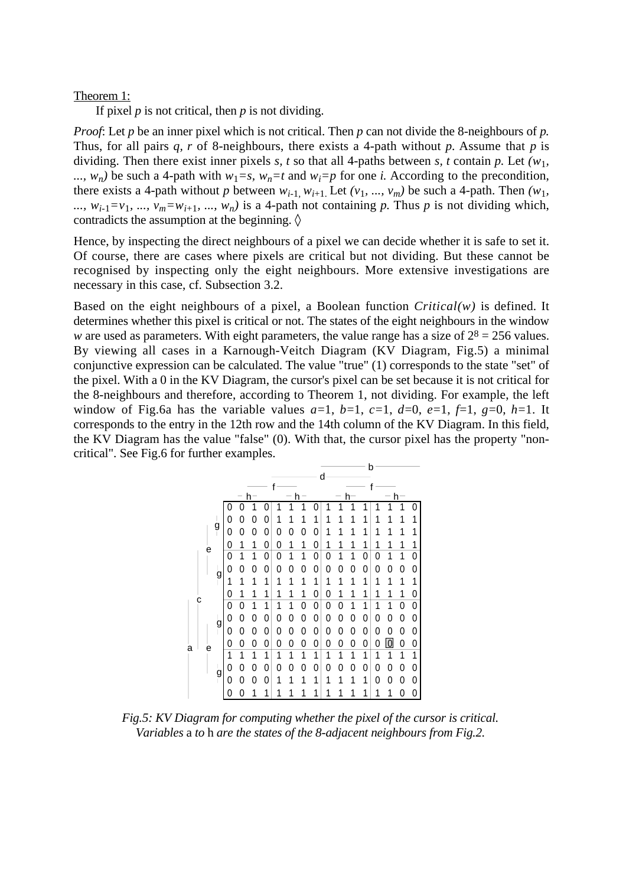Theorem 1:

If pixel *p* is not critical, then *p* is not dividing.

*Proof*: Let *p* be an inner pixel which is not critical. Then *p* can not divide the 8-neighbours of *p.* Thus, for all pairs *q, r* of 8-neighbours, there exists a 4-path without *p*. Assume that *p* is dividing. Then there exist inner pixels *s, t* so that all 4-paths between *s, t* contain *p.* Let $(w_1, ..., w_n)$ be such a 4-path with $w_1=s$, $w_n=t$ and $w_i=p$ for one *i.* According to the precondition, there exists a 4-path without *p* between $w_{i-1}, w_{i+1}$. Let $(v_1, ..., v_m)$ be such a 4-path. Then $(w_1, ..., w_{i-1}=v_1, ..., v_m=w_{i+1}, ..., w_n)$ is a 4-path not containing *p.* Thus *p* is not dividing which, contradicts the assumption at the beginning. ◊

Hence, by inspecting the direct neighbours of a pixel we can decide whether it is safe to set it. Of course, there are cases where pixels are critical but not dividing. But these cannot be recognised by inspecting only the eight neighbours. More extensive investigations are necessary in this case, cf. Subsection 3.2.

Based on the eight neighbours of a pixel, a Boolean function *Critical(w)* is defined. It determines whether this pixel is critical or not. The states of the eight neighbours in the window *w* are used as parameters. With eight parameters, the value range has a size of $2^8 = 256$ values. By viewing all cases in a Karnough-Veitch Diagram (KV Diagram, Fig.5) a minimal conjunctive expression can be calculated. The value "true" (1) corresponds to the state "set" of the pixel. With a 0 in the KV Diagram, the cursor's pixel can be set because it is not critical for the 8-neighbours and therefore, according to Theorem 1, not dividing. For example, the left window of Fig.6a has the variable values *a*=1, *b*=1, *c*=1, *d*=0, *e*=1, *f*=1, *g*=0, *h*=1. It corresponds to the entry in the 12th row and the 14th column of the KV Diagram. In this field, the KV Diagram has the value "false" (0). With that, the cursor pixel has the property "non-critical". See Fig.6 for further examples.

| | | | | | | | | | | | | | | | |
|---|---|---|---|---|---|---|---|---|---|---|---|---|---|---|---|
| 0 | 0 | 1 | 0 | 1 | 1 | 1 | 0 | 1 | 1 | 1 | 1 | 1 | 1 | 1 | 0 |
| 0 | 0 | 0 | 0 | 1 | 1 | 1 | 1 | 1 | 1 | 1 | 1 | 1 | 1 | 1 | 1 |
| 0 | 0 | 0 | 0 | 0 | 0 | 0 | 0 | 1 | 1 | 1 | 1 | 1 | 1 | 1 | 1 |
| 0 | 1 | 1 | 0 | 0 | 1 | 1 | 0 | 1 | 1 | 1 | 1 | 1 | 1 | 1 | 1 |
| 0 | 1 | 1 | 0 | 0 | 1 | 1 | 0 | 0 | 1 | 1 | 0 | 0 | 1 | 1 | 0 |
| 0 | 0 | 0 | 0 | 0 | 0 | 0 | 0 | 0 | 0 | 0 | 0 | 0 | 0 | 0 | 0 |
| 1 | 1 | 1 | 1 | 1 | 1 | 1 | 1 | 1 | 1 | 1 | 1 | 1 | 1 | 1 | 1 |
| 0 | 1 | 1 | 1 | 1 | 1 | 1 | 0 | 0 | 1 | 1 | 1 | 1 | 1 | 1 | 0 |
| 0 | 0 | 1 | 1 | 1 | 1 | 0 | 0 | 0 | 0 | 1 | 1 | 1 | 1 | 0 | 0 |
| 0 | 0 | 0 | 0 | 0 | 0 | 0 | 0 | 0 | 0 | 0 | 0 | 0 | 0 | 0 | 0 |
| 0 | 0 | 0 | 0 | 0 | 0 | 0 | 0 | 0 | 0 | 0 | 0 | 0 | 0 | 0 | 0 |
| 0 | 0 | 0 | 0 | 0 | 0 | 0 | 0 | 0 | 0 | 0 | 0 | 0 | 0 | 0 | 0 |
| 1 | 1 | 1 | 1 | 1 | 1 | 1 | 1 | 1 | 1 | 1 | 1 | 1 | 1 | 1 | 1 |
| 0 | 0 | 0 | 0 | 0 | 0 | 0 | 0 | 0 | 0 | 0 | 0 | 0 | 0 | 0 | 0 |
| 0 | 0 | 0 | 0 | 1 | 1 | 1 | 1 | 1 | 1 | 1 | 1 | 0 | 0 | 0 | 0 |
| 0 | 0 | 1 | 1 | 1 | 1 | 1 | 1 | 1 | 1 | 1 | 1 | 1 | 1 | 0 | 0 |

*Fig.5: KV Diagram for computing whether the pixel of the cursor is critical. Variables* a *to* h *are the states of the 8-adjacent neighbours from Fig.2.*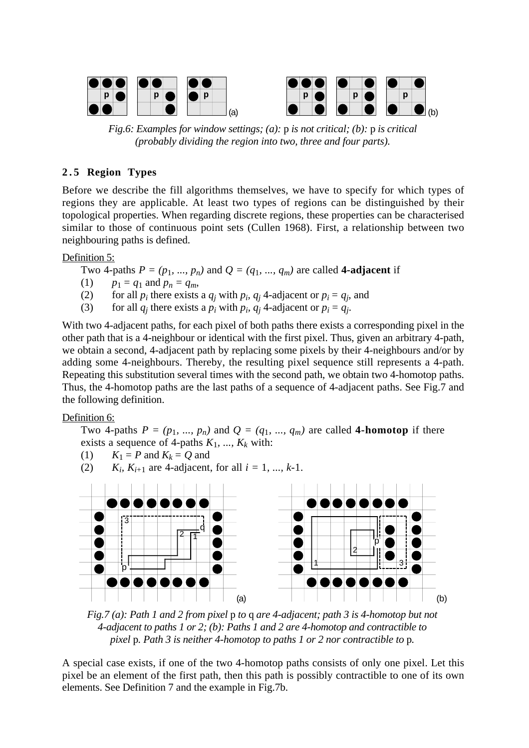*Fig.6: Examples for window settings; (a):* p *is not critical; (b):* p *is critical (probably dividing the region into two, three and four parts).*

## 2.5 Region Types

Before we describe the fill algorithms themselves, we have to specify for which types of regions they are applicable. At least two types of regions can be distinguished by their topological properties. When regarding discrete regions, these properties can be characterised similar to those of continuous point sets (Cullen 1968). First, a relationship between two neighbouring paths is defined.

Definition 5:

Two 4-paths $P = (p_1, ..., p_n)$ and $Q = (q_1, ..., q_m)$ are called **4-adjacent** if

(1) $p_1 = q_1$ and $p_n = q_m$,

(2) for all $p_i$ there exists a $q_j$ with $p_i$, $q_j$ 4-adjacent or $p_i = q_j$, and

(3) for all $q_j$ there exists a $p_i$ with $p_i$, $q_j$ 4-adjacent or $p_i = q_j$.

With two 4-adjacent paths, for each pixel of both paths there exists a corresponding pixel in the other path that is a 4-neighbour or identical with the first pixel. Thus, given an arbitrary 4-path, we obtain a second, 4-adjacent path by replacing some pixels by their 4-neighbours and/or by adding some 4-neighbours. Thereby, the resulting pixel sequence still represents a 4-path. Repeating this substitution several times with the second path, we obtain two 4-homotop paths. Thus, the 4-homotop paths are the last paths of a sequence of 4-adjacent paths. See Fig.7 and the following definition.

Definition 6:

Two 4-paths $P = (p_1, ..., p_n)$ and $Q = (q_1, ..., q_m)$ are called **4-homotop** if there exists a sequence of 4-paths $K_1, ..., K_k$ with:

(1) $K_1 = P$ and $K_k = Q$ and

(2) $K_i$, $K_{i+1}$ are 4-adjacent, for all $i = 1, ..., k$-1.

*Fig.7 (a): Path 1 and 2 from pixel* p *to* q *are 4-adjacent; path 3 is 4-homotop but not 4-adjacent to paths 1 or 2; (b): Paths 1 and 2 are 4-homotop and contractible to pixel* p*. Path 3 is neither 4-homotop to paths 1 or 2 nor contractible to* p*.*

A special case exists, if one of the two 4-homotop paths consists of only one pixel. Let this pixel be an element of the first path, then this path is possibly contractible to one of its own elements. See Definition 7 and the example in Fig.7b.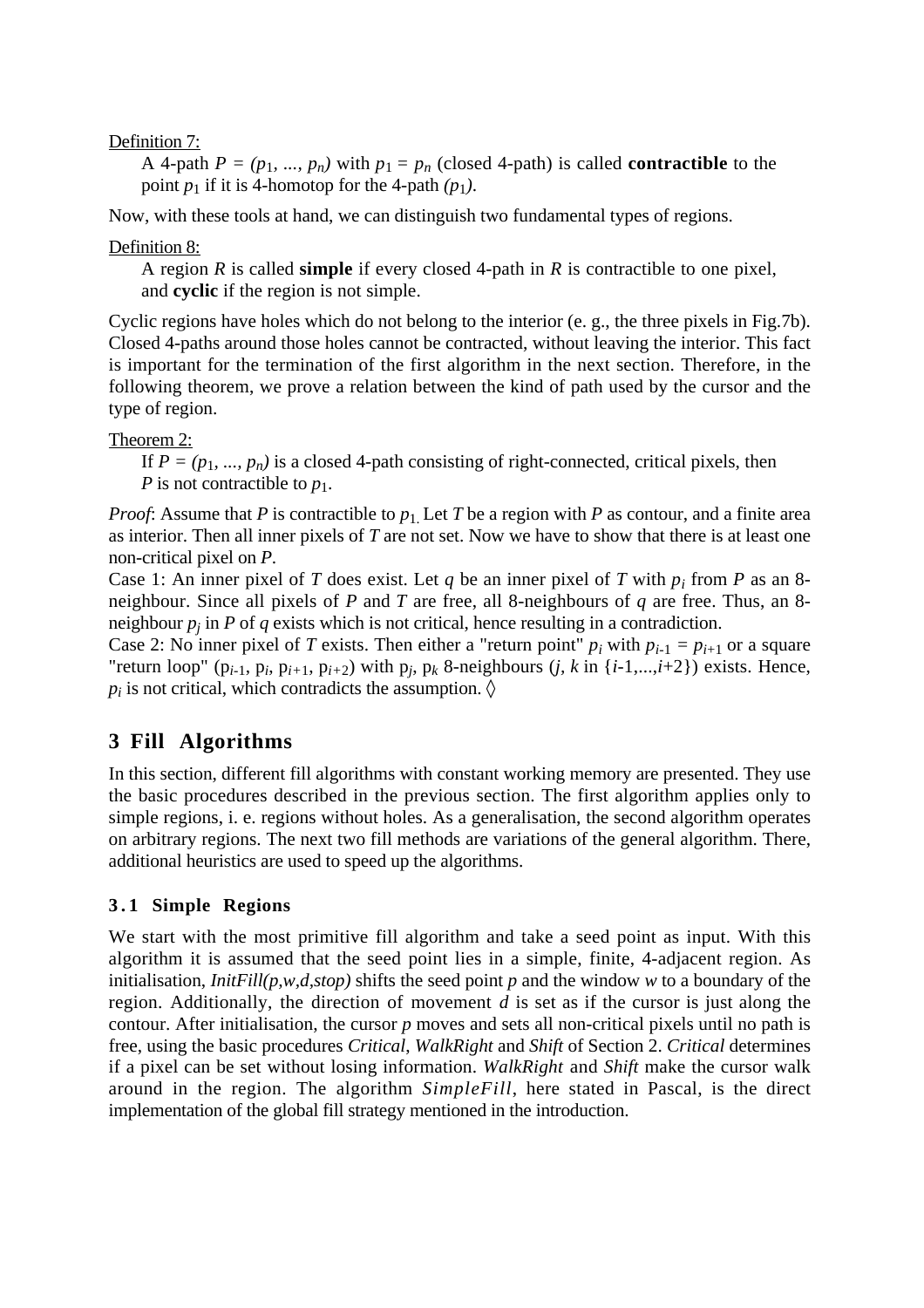Definition 7:

A 4-path $P = (p_1, ..., p_n)$ with $p_1 = p_n$ (closed 4-path) is called **contractible** to the point $p_1$ if it is 4-homotop for the 4-path $(p_1)$.

Now, with these tools at hand, we can distinguish two fundamental types of regions.

Definition 8:

A region $R$ is called **simple** if every closed 4-path in $R$ is contractible to one pixel, and **cyclic** if the region is not simple.

Cyclic regions have holes which do not belong to the interior (e. g., the three pixels in Fig.7b). Closed 4-paths around those holes cannot be contracted, without leaving the interior. This fact is important for the termination of the first algorithm in the next section. Therefore, in the following theorem, we prove a relation between the kind of path used by the cursor and the type of region.

Theorem 2:

If $P = (p_1, ..., p_n)$ is a closed 4-path consisting of right-connected, critical pixels, then $P$ is not contractible to $p_1$.

*Proof*: Assume that $P$ is contractible to $p_1$. Let $T$ be a region with $P$ as contour, and a finite area as interior. Then all inner pixels of $T$ are not set. Now we have to show that there is at least one non-critical pixel on $P$.

Case 1: An inner pixel of $T$ does exist. Let $q$ be an inner pixel of $T$ with $p_i$ from $P$ as an 8-neighbour. Since all pixels of $P$ and $T$ are free, all 8-neighbours of $q$ are free. Thus, an 8-neighbour $p_j$ in $P$ of $q$ exists which is not critical, hence resulting in a contradiction.

Case 2: No inner pixel of $T$ exists. Then either a "return point" $p_i$ with $p_{i-1} = p_{i+1}$ or a square "return loop" $(p_{i-1}, p_i, p_{i+1}, p_{i+2})$ with $p_j$, $p_k$ 8-neighbours ($j$, $k$ in $\{i-1,...,i+2\}$) exists. Hence, $p_i$ is not critical, which contradicts the assumption. ◊

## 3 Fill Algorithms

In this section, different fill algorithms with constant working memory are presented. They use the basic procedures described in the previous section. The first algorithm applies only to simple regions, i. e. regions without holes. As a generalisation, the second algorithm operates on arbitrary regions. The next two fill methods are variations of the general algorithm. There, additional heuristics are used to speed up the algorithms.

### 3.1 Simple Regions

We start with the most primitive fill algorithm and take a seed point as input. With this algorithm it is assumed that the seed point lies in a simple, finite, 4-adjacent region. As initialisation, *InitFill(p,w,d,stop)* shifts the seed point $p$ and the window $w$ to a boundary of the region. Additionally, the direction of movement $d$ is set as if the cursor is just along the contour. After initialisation, the cursor $p$ moves and sets all non-critical pixels until no path is free, using the basic procedures *Critical*, *WalkRight* and *Shift* of Section 2. *Critical* determines if a pixel can be set without losing information. *WalkRight* and *Shift* make the cursor walk around in the region. The algorithm *SimpleFill*, here stated in Pascal, is the direct implementation of the global fill strategy mentioned in the introduction.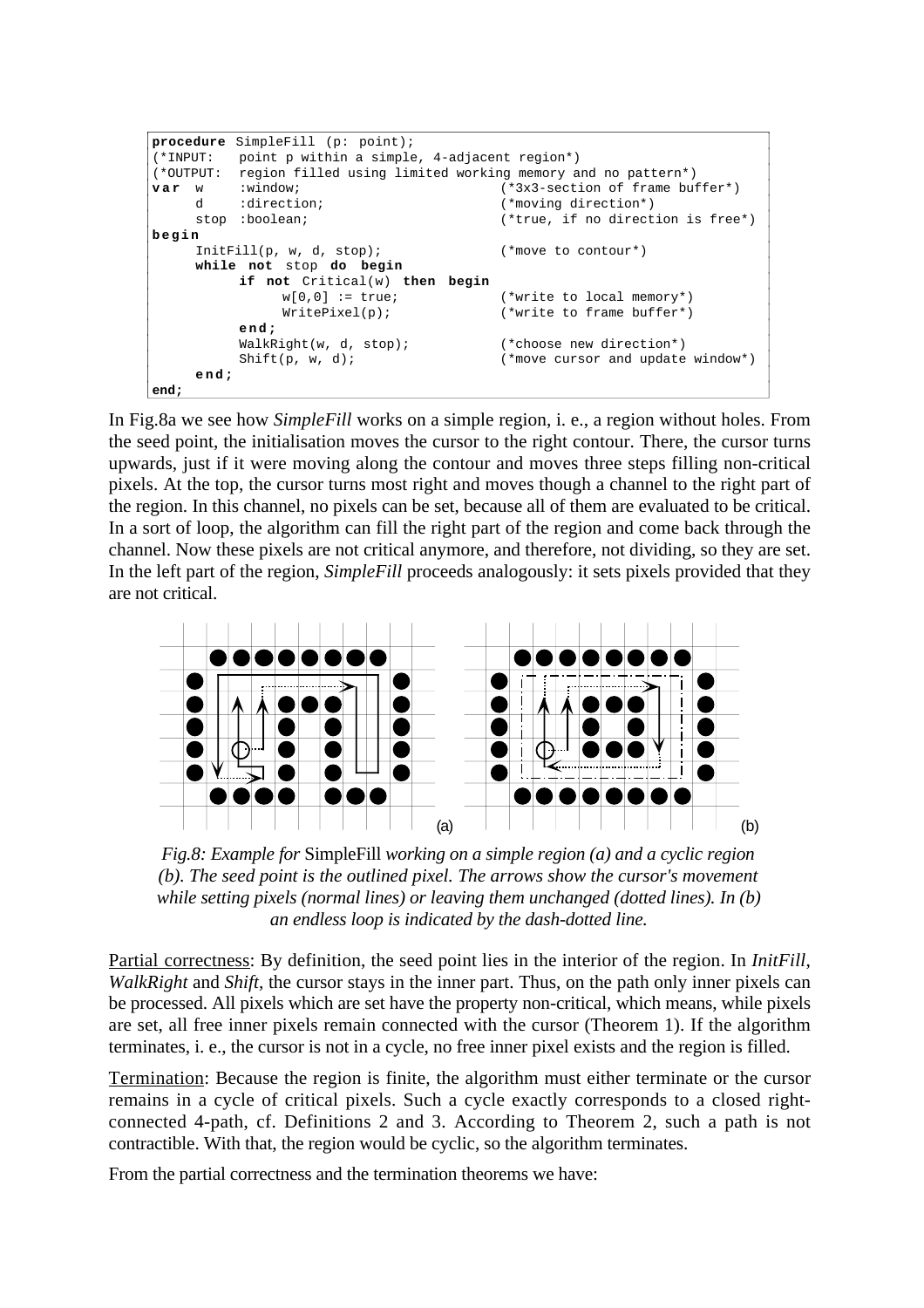```
procedure SimpleFill (p: point);
(*INPUT:   point p within a simple, 4-adjacent region*)
(*OUTPUT:  region filled using limited working memory and no pattern*)
var  w     :window;                        (*3x3-section of frame buffer*)
     d     :direction;                     (*moving direction*)
     stop  :boolean;                       (*true, if no direction is free*)
begin
     InitFill(p, w, d, stop);              (*move to contour*)
     while not stop do begin
          if not Critical(w) then begin
               w[0,0] := true;             (*write to local memory*)
               WritePixel(p);              (*write to frame buffer*)
          end;
          WalkRight(w, d, stop);           (*choose new direction*)
          Shift(p, w, d);                  (*move cursor and update window*)
     end;
end;
```

In Fig.8a we see how *SimpleFill* works on a simple region, i. e., a region without holes. From the seed point, the initialisation moves the cursor to the right contour. There, the cursor turns upwards, just if it were moving along the contour and moves three steps filling non-critical pixels. At the top, the cursor turns most right and moves though a channel to the right part of the region. In this channel, no pixels can be set, because all of them are evaluated to be critical. In a sort of loop, the algorithm can fill the right part of the region and come back through the channel. Now these pixels are not critical anymore, and therefore, not dividing, so they are set. In the left part of the region, *SimpleFill* proceeds analogously: it sets pixels provided that they are not critical.

*Fig.8: Example for* SimpleFill *working on a simple region (a) and a cyclic region (b). The seed point is the outlined pixel. The arrows show the cursor's movement while setting pixels (normal lines) or leaving them unchanged (dotted lines). In (b) an endless loop is indicated by the dash-dotted line.*

Partial correctness: By definition, the seed point lies in the interior of the region. In *InitFill*, *WalkRight* and *Shift*, the cursor stays in the inner part. Thus, on the path only inner pixels can be processed. All pixels which are set have the property non-critical, which means, while pixels are set, all free inner pixels remain connected with the cursor (Theorem 1). If the algorithm terminates, i. e., the cursor is not in a cycle, no free inner pixel exists and the region is filled.

Termination: Because the region is finite, the algorithm must either terminate or the cursor remains in a cycle of critical pixels. Such a cycle exactly corresponds to a closed right-connected 4-path, cf. Definitions 2 and 3. According to Theorem 2, such a path is not contractible. With that, the region would be cyclic, so the algorithm terminates.

From the partial correctness and the termination theorems we have: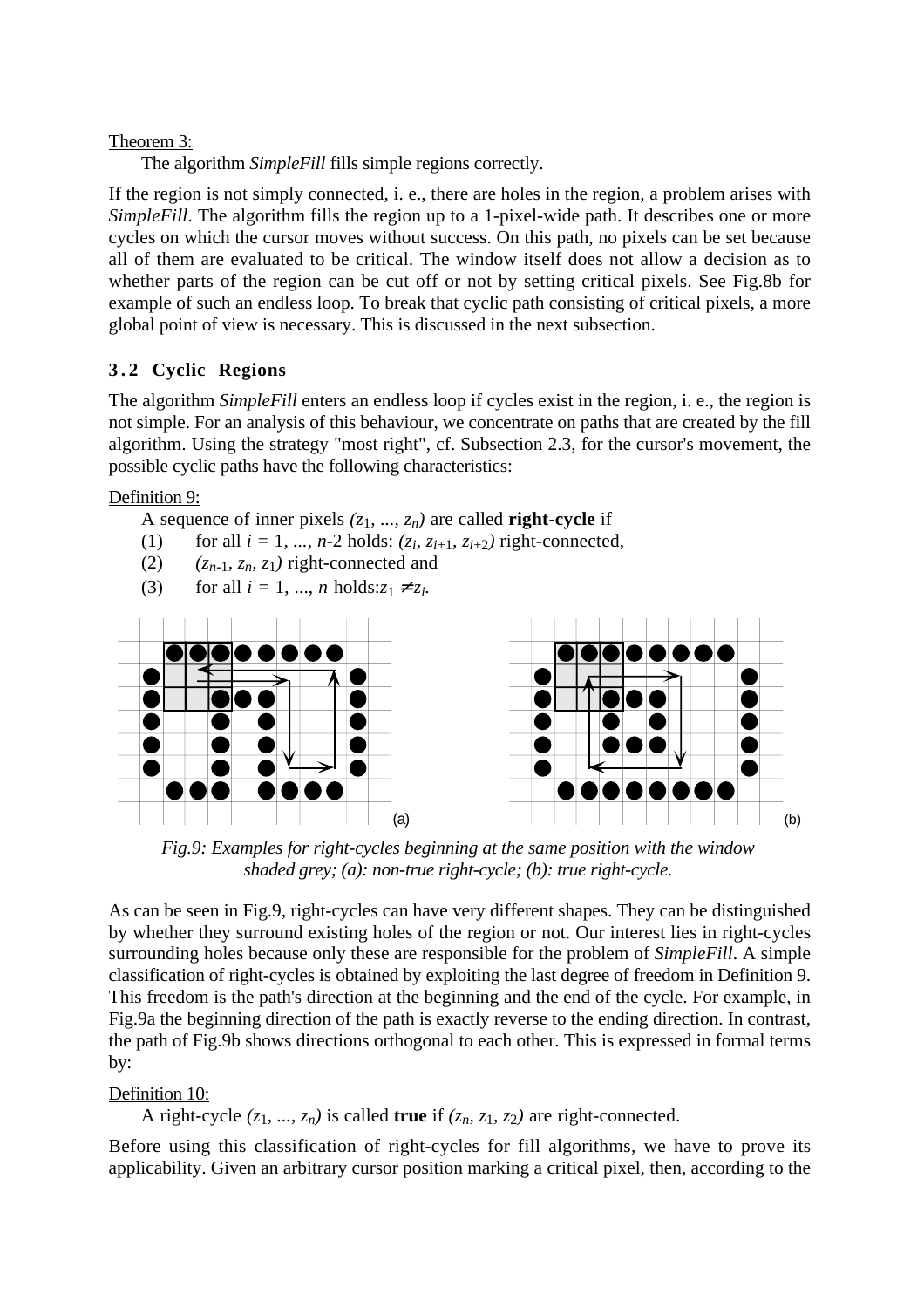Theorem 3:

The algorithm *SimpleFill* fills simple regions correctly.

If the region is not simply connected, i. e., there are holes in the region, a problem arises with *SimpleFill*. The algorithm fills the region up to a 1-pixel-wide path. It describes one or more cycles on which the cursor moves without success. On this path, no pixels can be set because all of them are evaluated to be critical. The window itself does not allow a decision as to whether parts of the region can be cut off or not by setting critical pixels. See Fig.8b for example of such an endless loop. To break that cyclic path consisting of critical pixels, a more global point of view is necessary. This is discussed in the next subsection.

### 3.2 Cyclic Regions

The algorithm *SimpleFill* enters an endless loop if cycles exist in the region, i. e., the region is not simple. For an analysis of this behaviour, we concentrate on paths that are created by the fill algorithm. Using the strategy "most right", cf. Subsection 2.3, for the cursor's movement, the possible cyclic paths have the following characteristics:

Definition 9:

A sequence of inner pixels $(z_1, ..., z_n)$ are called **right-cycle** if

(1) for all $i = 1, ..., n$-2 holds: $(z_i, z_{i+1}, z_{i+2})$ right-connected,

(2) $(z_{n-1}, z_n, z_1)$ right-connected and

(3) for all $i = 1, ..., n$ holds: $z_1 \neq z_i$.

*Fig.9: Examples for right-cycles beginning at the same position with the window shaded grey; (a): non-true right-cycle; (b): true right-cycle.*

As can be seen in Fig.9, right-cycles can have very different shapes. They can be distinguished by whether they surround existing holes of the region or not. Our interest lies in right-cycles surrounding holes because only these are responsible for the problem of *SimpleFill*. A simple classification of right-cycles is obtained by exploiting the last degree of freedom in Definition 9. This freedom is the path's direction at the beginning and the end of the cycle. For example, in Fig.9a the beginning direction of the path is exactly reverse to the ending direction. In contrast, the path of Fig.9b shows directions orthogonal to each other. This is expressed in formal terms by:

Definition 10:

A right-cycle $(z_1, ..., z_n)$ is called **true** if $(z_n, z_1, z_2)$ are right-connected.

Before using this classification of right-cycles for fill algorithms, we have to prove its applicability. Given an arbitrary cursor position marking a critical pixel, then, according to the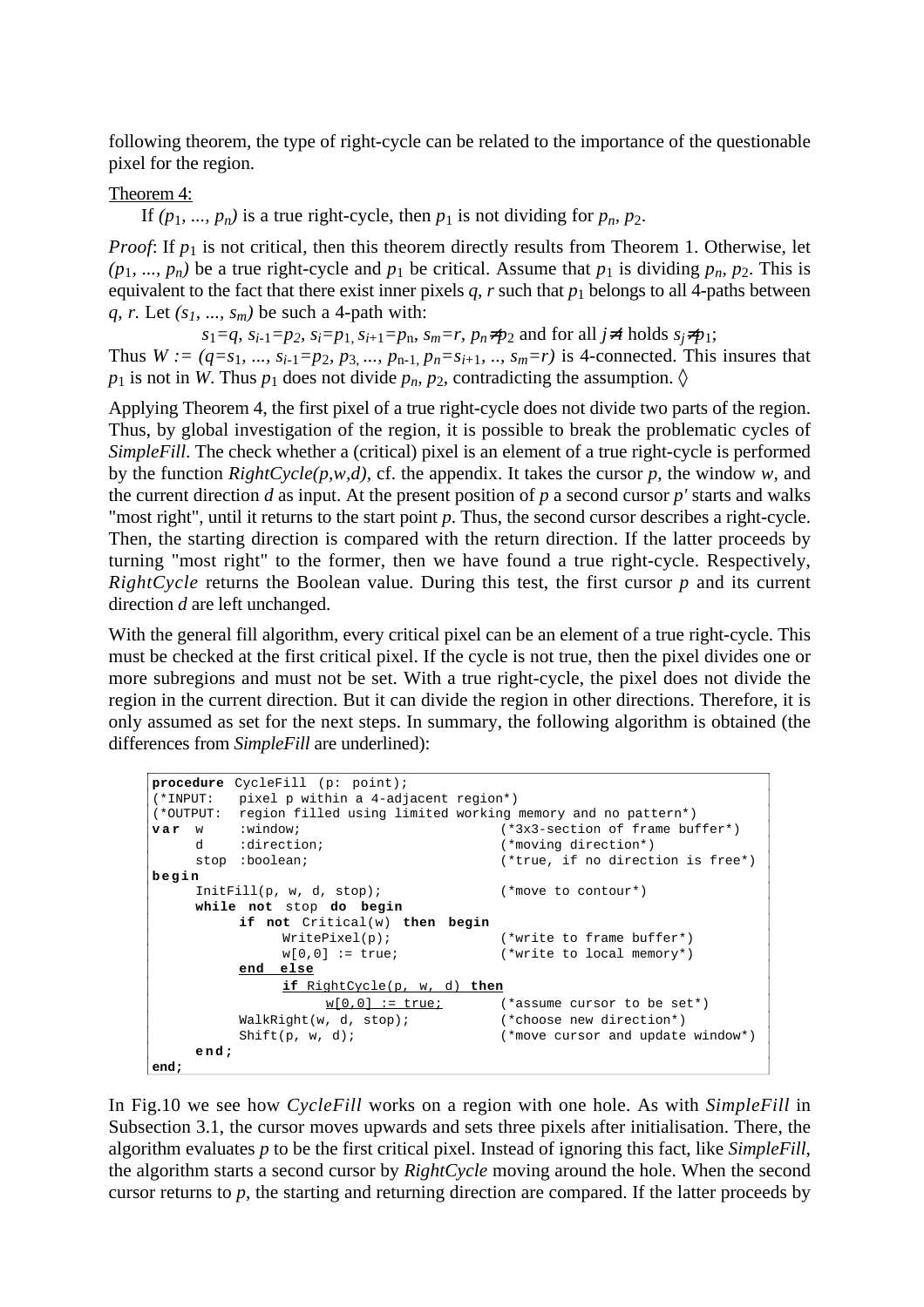following theorem, the type of right-cycle can be related to the importance of the questionable pixel for the region.

Theorem 4:

If $(p_1, ..., p_n)$ is a true right-cycle, then $p_1$ is not dividing for $p_n$, $p_2$.

*Proof*: If $p_1$ is not critical, then this theorem directly results from Theorem 1. Otherwise, let $(p_1, ..., p_n)$ be a true right-cycle and $p_1$ be critical. Assume that $p_1$ is dividing $p_n$, $p_2$. This is equivalent to the fact that there exist inner pixels $q$, $r$ such that $p_1$ belongs to all 4-paths between $q$, $r$. Let $(s_1, ..., s_m)$ be such a 4-path with:

$$s_1=q,\ s_{i-1}=p_2,\ s_i=p_1,\ s_{i+1}=p_n,\ s_m=r,\ p_n \neq p_2 \text{ and for all } j \neq i \text{ holds } s_j \neq p_1;$$

Thus $W := (q=s_1, ..., s_{i-1}=p_2, p_3, ..., p_{n-1}, p_n=s_{i+1}, .., s_m=r)$ is 4-connected. This insures that $p_1$ is not in $W$. Thus $p_1$ does not divide $p_n$, $p_2$, contradicting the assumption. ◊

Applying Theorem 4, the first pixel of a true right-cycle does not divide two parts of the region. Thus, by global investigation of the region, it is possible to break the problematic cycles of *SimpleFill*. The check whether a (critical) pixel is an element of a true right-cycle is performed by the function *RightCycle(p,w,d)*, cf. the appendix. It takes the cursor *p*, the window *w*, and the current direction *d* as input. At the present position of *p* a second cursor *p'* starts and walks "most right", until it returns to the start point *p*. Thus, the second cursor describes a right-cycle. Then, the starting direction is compared with the return direction. If the latter proceeds by turning "most right" to the former, then we have found a true right-cycle. Respectively, *RightCycle* returns the Boolean value. During this test, the first cursor *p* and its current direction *d* are left unchanged.

With the general fill algorithm, every critical pixel can be an element of a true right-cycle. This must be checked at the first critical pixel. If the cycle is not true, then the pixel divides one or more subregions and must not be set. With a true right-cycle, the pixel does not divide the region in the current direction. But it can divide the region in other directions. Therefore, it is only assumed as set for the next steps. In summary, the following algorithm is obtained (the differences from *SimpleFill* are underlined):

```
procedure CycleFill (p: point);
(*INPUT:   pixel p within a 4-adjacent region*)
(*OUTPUT:  region filled using limited working memory and no pattern*)
var  w     :window;                        (*3x3-section of frame buffer*)
     d     :direction;                     (*moving direction*)
     stop  :boolean;                       (*true, if no direction is free*)
begin
     InitFill(p, w, d, stop);              (*move to contour*)
     while not stop do begin
          if not Critical(w) then begin
               WritePixel(p);              (*write to frame buffer*)
               w[0,0] := true;             (*write to local memory*)
          end else
               if RightCycle(p, w, d) then
                    w[0,0] := true;        (*assume cursor to be set*)
          WalkRight(w, d, stop);           (*choose new direction*)
          Shift(p, w, d);                  (*move cursor and update window*)
     end;
end;
```

In Fig.10 we see how *CycleFill* works on a region with one hole. As with *SimpleFill* in Subsection 3.1, the cursor moves upwards and sets three pixels after initialisation. There, the algorithm evaluates *p* to be the first critical pixel. Instead of ignoring this fact, like *SimpleFill*, the algorithm starts a second cursor by *RightCycle* moving around the hole. When the second cursor returns to *p*, the starting and returning direction are compared. If the latter proceeds by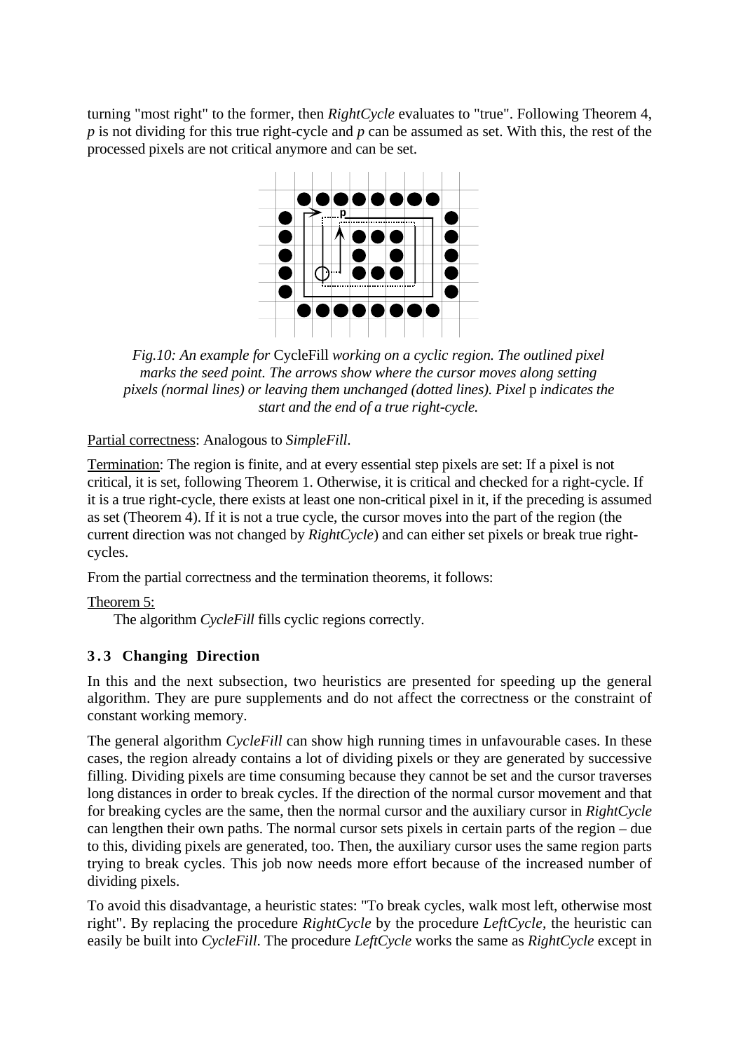turning "most right" to the former, then *RightCycle* evaluates to "true". Following Theorem 4, *p* is not dividing for this true right-cycle and *p* can be assumed as set. With this, the rest of the processed pixels are not critical anymore and can be set.

*Fig.10: An example for* CycleFill *working on a cyclic region. The outlined pixel marks the seed point. The arrows show where the cursor moves along setting pixels (normal lines) or leaving them unchanged (dotted lines). Pixel* p *indicates the start and the end of a true right-cycle.*

Partial correctness: Analogous to *SimpleFill*.

Termination: The region is finite, and at every essential step pixels are set: If a pixel is not critical, it is set, following Theorem 1. Otherwise, it is critical and checked for a right-cycle. If it is a true right-cycle, there exists at least one non-critical pixel in it, if the preceding is assumed as set (Theorem 4). If it is not a true cycle, the cursor moves into the part of the region (the current direction was not changed by *RightCycle*) and can either set pixels or break true right-cycles.

From the partial correctness and the termination theorems, it follows:

Theorem 5:

The algorithm *CycleFill* fills cyclic regions correctly.

### 3.3 Changing Direction

In this and the next subsection, two heuristics are presented for speeding up the general algorithm. They are pure supplements and do not affect the correctness or the constraint of constant working memory.

The general algorithm *CycleFill* can show high running times in unfavourable cases. In these cases, the region already contains a lot of dividing pixels or they are generated by successive filling. Dividing pixels are time consuming because they cannot be set and the cursor traverses long distances in order to break cycles. If the direction of the normal cursor movement and that for breaking cycles are the same, then the normal cursor and the auxiliary cursor in *RightCycle* can lengthen their own paths. The normal cursor sets pixels in certain parts of the region – due to this, dividing pixels are generated, too. Then, the auxiliary cursor uses the same region parts trying to break cycles. This job now needs more effort because of the increased number of dividing pixels.

To avoid this disadvantage, a heuristic states: "To break cycles, walk most left, otherwise most right". By replacing the procedure *RightCycle* by the procedure *LeftCycle*, the heuristic can easily be built into *CycleFill*. The procedure *LeftCycle* works the same as *RightCycle* except in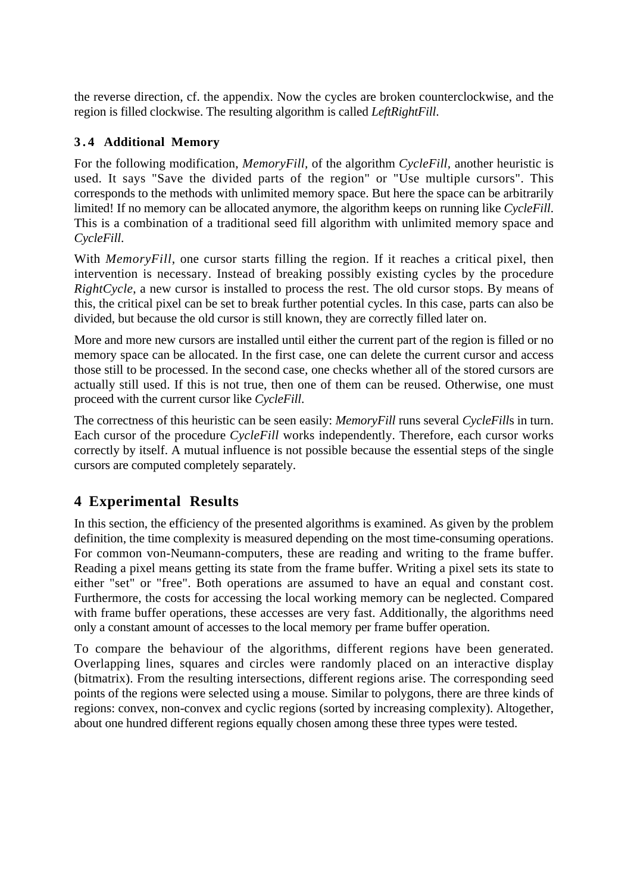the reverse direction, cf. the appendix. Now the cycles are broken counterclockwise, and the region is filled clockwise. The resulting algorithm is called *LeftRightFill*.

### 3.4 Additional Memory

For the following modification, *MemoryFill*, of the algorithm *CycleFill*, another heuristic is used. It says "Save the divided parts of the region" or "Use multiple cursors". This corresponds to the methods with unlimited memory space. But here the space can be arbitrarily limited! If no memory can be allocated anymore, the algorithm keeps on running like *CycleFill*. This is a combination of a traditional seed fill algorithm with unlimited memory space and *CycleFill*.

With *MemoryFill*, one cursor starts filling the region. If it reaches a critical pixel, then intervention is necessary. Instead of breaking possibly existing cycles by the procedure *RightCycle*, a new cursor is installed to process the rest. The old cursor stops. By means of this, the critical pixel can be set to break further potential cycles. In this case, parts can also be divided, but because the old cursor is still known, they are correctly filled later on.

More and more new cursors are installed until either the current part of the region is filled or no memory space can be allocated. In the first case, one can delete the current cursor and access those still to be processed. In the second case, one checks whether all of the stored cursors are actually still used. If this is not true, then one of them can be reused. Otherwise, one must proceed with the current cursor like *CycleFill*.

The correctness of this heuristic can be seen easily: *MemoryFill* runs several *CycleFill*s in turn. Each cursor of the procedure *CycleFill* works independently. Therefore, each cursor works correctly by itself. A mutual influence is not possible because the essential steps of the single cursors are computed completely separately.

## 4 Experimental Results

In this section, the efficiency of the presented algorithms is examined. As given by the problem definition, the time complexity is measured depending on the most time-consuming operations. For common von-Neumann-computers, these are reading and writing to the frame buffer. Reading a pixel means getting its state from the frame buffer. Writing a pixel sets its state to either "set" or "free". Both operations are assumed to have an equal and constant cost. Furthermore, the costs for accessing the local working memory can be neglected. Compared with frame buffer operations, these accesses are very fast. Additionally, the algorithms need only a constant amount of accesses to the local memory per frame buffer operation.

To compare the behaviour of the algorithms, different regions have been generated. Overlapping lines, squares and circles were randomly placed on an interactive display (bitmatrix). From the resulting intersections, different regions arise. The corresponding seed points of the regions were selected using a mouse. Similar to polygons, there are three kinds of regions: convex, non-convex and cyclic regions (sorted by increasing complexity). Altogether, about one hundred different regions equally chosen among these three types were tested.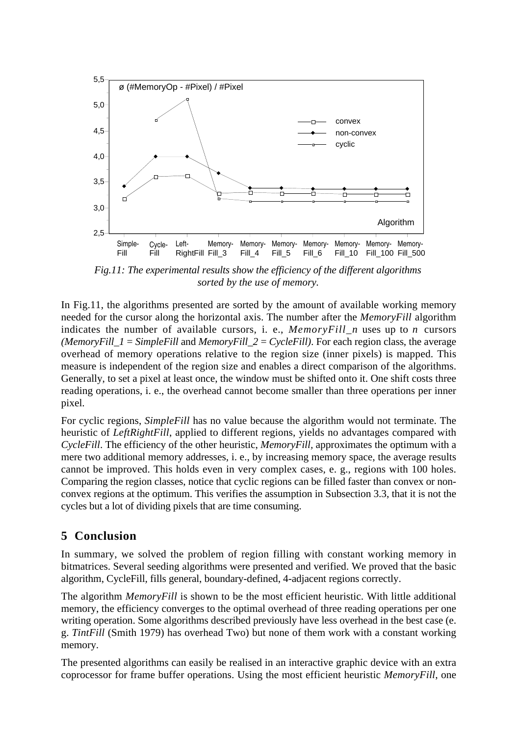*Fig.11: The experimental results show the efficiency of the different algorithms sorted by the use of memory.*

In Fig.11, the algorithms presented are sorted by the amount of available working memory needed for the cursor along the horizontal axis. The number after the *MemoryFill* algorithm indicates the number of available cursors, i. e., *MemoryFill_n* uses up to $n$ cursors *(MemoryFill_1 = SimpleFill* and *MemoryFill_2 = CycleFill)*. For each region class, the average overhead of memory operations relative to the region size (inner pixels) is mapped. This measure is independent of the region size and enables a direct comparison of the algorithms. Generally, to set a pixel at least once, the window must be shifted onto it. One shift costs three reading operations, i. e., the overhead cannot become smaller than three operations per inner pixel.

For cyclic regions, *SimpleFill* has no value because the algorithm would not terminate. The heuristic of *LeftRightFill*, applied to different regions, yields no advantages compared with *CycleFill*. The efficiency of the other heuristic, *MemoryFill*, approximates the optimum with a mere two additional memory addresses, i. e., by increasing memory space, the average results cannot be improved. This holds even in very complex cases, e. g., regions with 100 holes. Comparing the region classes, notice that cyclic regions can be filled faster than convex or non-convex regions at the optimum. This verifies the assumption in Subsection 3.3, that it is not the cycles but a lot of dividing pixels that are time consuming.

## 5 Conclusion

In summary, we solved the problem of region filling with constant working memory in bitmatrices. Several seeding algorithms were presented and verified. We proved that the basic algorithm, CycleFill, fills general, boundary-defined, 4-adjacent regions correctly.

The algorithm *MemoryFill* is shown to be the most efficient heuristic. With little additional memory, the efficiency converges to the optimal overhead of three reading operations per one writing operation. Some algorithms described previously have less overhead in the best case (e. g. *TintFill* (Smith 1979) has overhead Two) but none of them work with a constant working memory.

The presented algorithms can easily be realised in an interactive graphic device with an extra coprocessor for frame buffer operations. Using the most efficient heuristic *MemoryFill*, one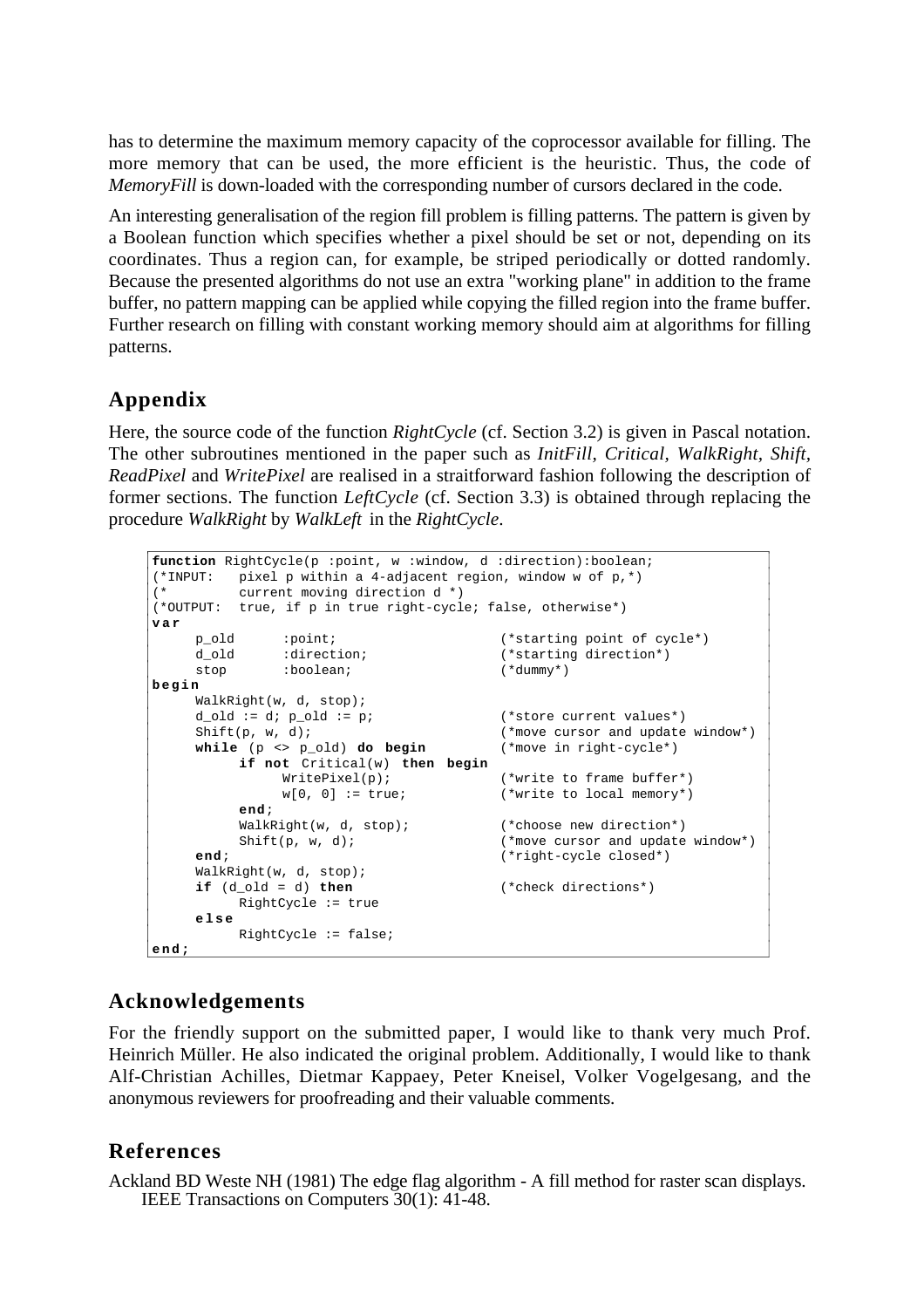has to determine the maximum memory capacity of the coprocessor available for filling. The more memory that can be used, the more efficient is the heuristic. Thus, the code of *MemoryFill* is down-loaded with the corresponding number of cursors declared in the code.

An interesting generalisation of the region fill problem is filling patterns. The pattern is given by a Boolean function which specifies whether a pixel should be set or not, depending on its coordinates. Thus a region can, for example, be striped periodically or dotted randomly. Because the presented algorithms do not use an extra "working plane" in addition to the frame buffer, no pattern mapping can be applied while copying the filled region into the frame buffer. Further research on filling with constant working memory should aim at algorithms for filling patterns.

## Appendix

Here, the source code of the function *RightCycle* (cf. Section 3.2) is given in Pascal notation. The other subroutines mentioned in the paper such as *InitFill, Critical, WalkRight, Shift, ReadPixel* and *WritePixel* are realised in a straitforward fashion following the description of former sections. The function *LeftCycle* (cf. Section 3.3) is obtained through replacing the procedure *WalkRight* by *WalkLeft* in the *RightCycle*.

```
function RightCycle(p :point, w :window, d :direction):boolean;
(*INPUT:   pixel p within a 4-adjacent region, window w of p,*)
(*         current moving direction d *)
(*OUTPUT:  true, if p in true right-cycle; false, otherwise*)
var
     p_old      :point;                    (*starting point of cycle*)
     d_old      :direction;                (*starting direction*)
     stop       :boolean;                  (*dummy*)
begin
     WalkRight(w, d, stop);
     d_old := d; p_old := p;               (*store current values*)
     Shift(p, w, d);                       (*move cursor and update window*)
     while (p <> p_old) do begin           (*move in right-cycle*)
          if not Critical(w) then begin
               WritePixel(p);              (*write to frame buffer*)
               w[0, 0] := true;            (*write to local memory*)
          end;
          WalkRight(w, d, stop);           (*choose new direction*)
          Shift(p, w, d);                  (*move cursor and update window*)
     end;                                  (*right-cycle closed*)
     WalkRight(w, d, stop);
     if (d_old = d) then                   (*check directions*)
          RightCycle := true
     else
          RightCycle := false;
end;
```

## Acknowledgements

For the friendly support on the submitted paper, I would like to thank very much Prof. Heinrich Müller. He also indicated the original problem. Additionally, I would like to thank Alf-Christian Achilles, Dietmar Kappaey, Peter Kneisel, Volker Vogelgesang, and the anonymous reviewers for proofreading and their valuable comments.

## References

Ackland BD Weste NH (1981) The edge flag algorithm - A fill method for raster scan displays. IEEE Transactions on Computers 30(1): 41-48.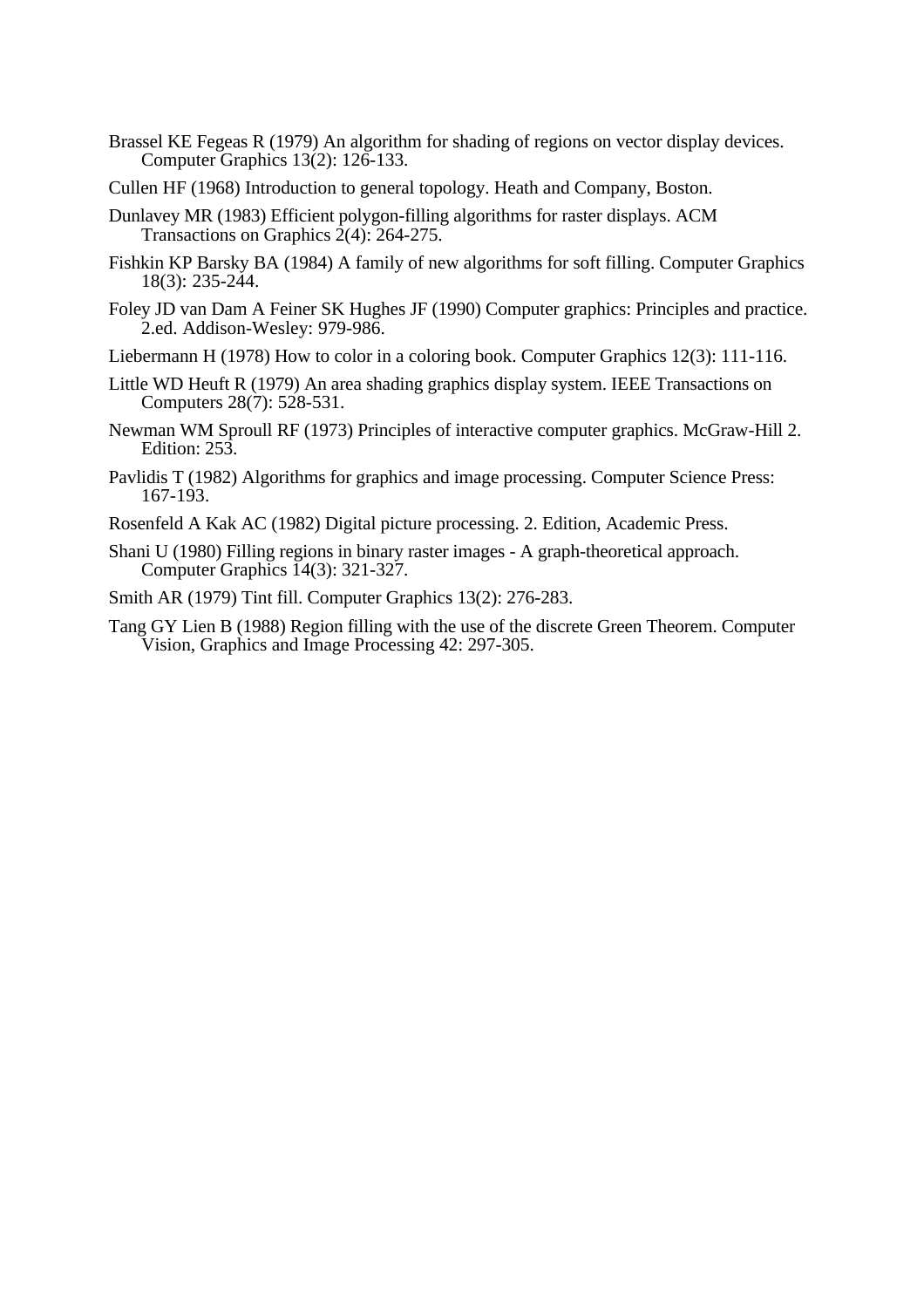Brassel KE Fegeas R (1979) An algorithm for shading of regions on vector display devices. Computer Graphics 13(2): 126-133.

Cullen HF (1968) Introduction to general topology. Heath and Company, Boston.

Dunlavey MR (1983) Efficient polygon-filling algorithms for raster displays. ACM Transactions on Graphics 2(4): 264-275.

Fishkin KP Barsky BA (1984) A family of new algorithms for soft filling. Computer Graphics 18(3): 235-244.

Foley JD van Dam A Feiner SK Hughes JF (1990) Computer graphics: Principles and practice. 2.ed. Addison-Wesley: 979-986.

Liebermann H (1978) How to color in a coloring book. Computer Graphics 12(3): 111-116.

Little WD Heuft R (1979) An area shading graphics display system. IEEE Transactions on Computers 28(7): 528-531.

Newman WM Sproull RF (1973) Principles of interactive computer graphics. McGraw-Hill 2. Edition: 253.

Pavlidis T (1982) Algorithms for graphics and image processing. Computer Science Press: 167-193.

Rosenfeld A Kak AC (1982) Digital picture processing. 2. Edition, Academic Press.

Shani U (1980) Filling regions in binary raster images - A graph-theoretical approach. Computer Graphics 14(3): 321-327.

Smith AR (1979) Tint fill. Computer Graphics 13(2): 276-283.

Tang GY Lien B (1988) Region filling with the use of the discrete Green Theorem. Computer Vision, Graphics and Image Processing 42: 297-305.